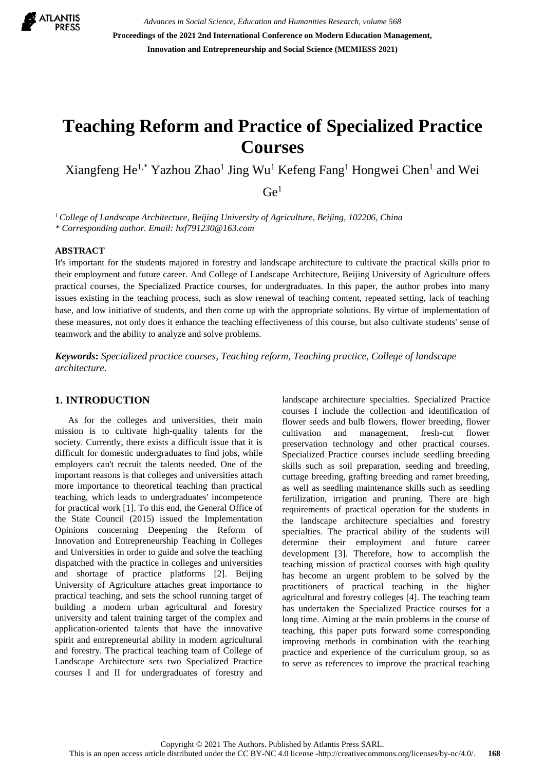# Teaching Reform and Practice of Specialized Practice Courses

Xiangfeng He[1,*] Yazhou Zhao[1] Jing Wu[1] Kefeng Fang[1] Hongwei Chen[1] and Wei Ge[1]

*[1] College of Landscape Architecture, Beijing University of Agriculture, Beijing, 102206, China*
*\* Corresponding author. Email: hxf791230@163.com*

## ABSTRACT

It's important for the students majored in forestry and landscape architecture to cultivate the practical skills prior to their employment and future career. And College of Landscape Architecture, Beijing University of Agriculture offers practical courses, the Specialized Practice courses, for undergraduates. In this paper, the author probes into many issues existing in the teaching process, such as slow renewal of teaching content, repeated setting, lack of teaching base, and low initiative of students, and then come up with the appropriate solutions. By virtue of implementation of these measures, not only does it enhance the teaching effectiveness of this course, but also cultivate students' sense of teamwork and the ability to analyze and solve problems.

***Keywords:*** *Specialized practice courses, Teaching reform, Teaching practice, College of landscape architecture.*

## 1. INTRODUCTION

As for the colleges and universities, their main mission is to cultivate high-quality talents for the society. Currently, there exists a difficult issue that it is difficult for domestic undergraduates to find jobs, while employers can't recruit the talents needed. One of the important reasons is that colleges and universities attach more importance to theoretical teaching than practical teaching, which leads to undergraduates' incompetence for practical work [1]. To this end, the General Office of the State Council (2015) issued the Implementation Opinions concerning Deepening the Reform of Innovation and Entrepreneurship Teaching in Colleges and Universities in order to guide and solve the teaching dispatched with the practice in colleges and universities and shortage of practice platforms [2]. Beijing University of Agriculture attaches great importance to practical teaching, and sets the school running target of building a modern urban agricultural and forestry university and talent training target of the complex and application-oriented talents that have the innovative spirit and entrepreneurial ability in modern agricultural and forestry. The practical teaching team of College of Landscape Architecture sets two Specialized Practice courses I and II for undergraduates of forestry and landscape architecture specialties. Specialized Practice courses I include the collection and identification of flower seeds and bulb flowers, flower breeding, flower cultivation and management, fresh-cut flower preservation technology and other practical courses. Specialized Practice courses include seedling breeding skills such as soil preparation, seeding and breeding, cuttage breeding, grafting breeding and ramet breeding, as well as seedling maintenance skills such as seedling fertilization, irrigation and pruning. There are high requirements of practical operation for the students in the landscape architecture specialties and forestry specialties. The practical ability of the students will determine their employment and future career development [3]. Therefore, how to accomplish the teaching mission of practical courses with high quality has become an urgent problem to be solved by the practitioners of practical teaching in the higher agricultural and forestry colleges [4]. The teaching team has undertaken the Specialized Practice courses for a long time. Aiming at the main problems in the course of teaching, this paper puts forward some corresponding improving methods in combination with the teaching practice and experience of the curriculum group, so as to serve as references to improve the practical teaching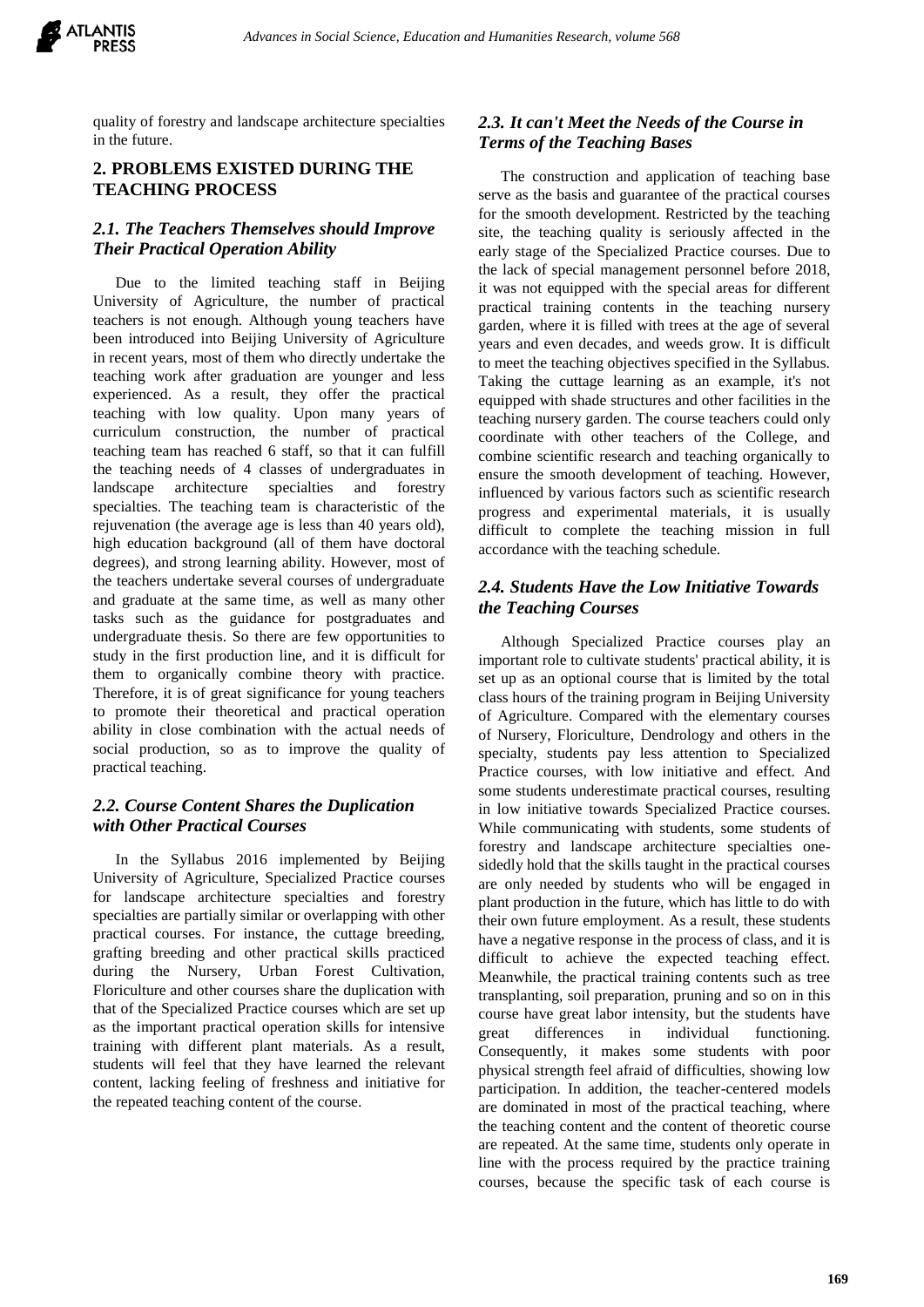quality of forestry and landscape architecture specialties in the future.

## 2. PROBLEMS EXISTED DURING THE TEACHING PROCESS

### *2.1. The Teachers Themselves should Improve Their Practical Operation Ability*

Due to the limited teaching staff in Beijing University of Agriculture, the number of practical teachers is not enough. Although young teachers have been introduced into Beijing University of Agriculture in recent years, most of them who directly undertake the teaching work after graduation are younger and less experienced. As a result, they offer the practical teaching with low quality. Upon many years of curriculum construction, the number of practical teaching team has reached 6 staff, so that it can fulfill the teaching needs of 4 classes of undergraduates in landscape architecture specialties and forestry specialties. The teaching team is characteristic of the rejuvenation (the average age is less than 40 years old), high education background (all of them have doctoral degrees), and strong learning ability. However, most of the teachers undertake several courses of undergraduate and graduate at the same time, as well as many other tasks such as the guidance for postgraduates and undergraduate thesis. So there are few opportunities to study in the first production line, and it is difficult for them to organically combine theory with practice. Therefore, it is of great significance for young teachers to promote their theoretical and practical operation ability in close combination with the actual needs of social production, so as to improve the quality of practical teaching.

### *2.2. Course Content Shares the Duplication with Other Practical Courses*

In the Syllabus 2016 implemented by Beijing University of Agriculture, Specialized Practice courses for landscape architecture specialties and forestry specialties are partially similar or overlapping with other practical courses. For instance, the cuttage breeding, grafting breeding and other practical skills practiced during the Nursery, Urban Forest Cultivation, Floriculture and other courses share the duplication with that of the Specialized Practice courses which are set up as the important practical operation skills for intensive training with different plant materials. As a result, students will feel that they have learned the relevant content, lacking feeling of freshness and initiative for the repeated teaching content of the course.

### *2.3. It can't Meet the Needs of the Course in Terms of the Teaching Bases*

The construction and application of teaching base serve as the basis and guarantee of the practical courses for the smooth development. Restricted by the teaching site, the teaching quality is seriously affected in the early stage of the Specialized Practice courses. Due to the lack of special management personnel before 2018, it was not equipped with the special areas for different practical training contents in the teaching nursery garden, where it is filled with trees at the age of several years and even decades, and weeds grow. It is difficult to meet the teaching objectives specified in the Syllabus. Taking the cuttage learning as an example, it's not equipped with shade structures and other facilities in the teaching nursery garden. The course teachers could only coordinate with other teachers of the College, and combine scientific research and teaching organically to ensure the smooth development of teaching. However, influenced by various factors such as scientific research progress and experimental materials, it is usually difficult to complete the teaching mission in full accordance with the teaching schedule.

### *2.4. Students Have the Low Initiative Towards the Teaching Courses*

Although Specialized Practice courses play an important role to cultivate students' practical ability, it is set up as an optional course that is limited by the total class hours of the training program in Beijing University of Agriculture. Compared with the elementary courses of Nursery, Floriculture, Dendrology and others in the specialty, students pay less attention to Specialized Practice courses, with low initiative and effect. And some students underestimate practical courses, resulting in low initiative towards Specialized Practice courses. While communicating with students, some students of forestry and landscape architecture specialties one-sidedly hold that the skills taught in the practical courses are only needed by students who will be engaged in plant production in the future, which has little to do with their own future employment. As a result, these students have a negative response in the process of class, and it is difficult to achieve the expected teaching effect. Meanwhile, the practical training contents such as tree transplanting, soil preparation, pruning and so on in this course have great labor intensity, but the students have great differences in individual functioning. Consequently, it makes some students with poor physical strength feel afraid of difficulties, showing low participation. In addition, the teacher-centered models are dominated in most of the practical teaching, where the teaching content and the content of theoretic course are repeated. At the same time, students only operate in line with the process required by the practice training courses, because the specific task of each course is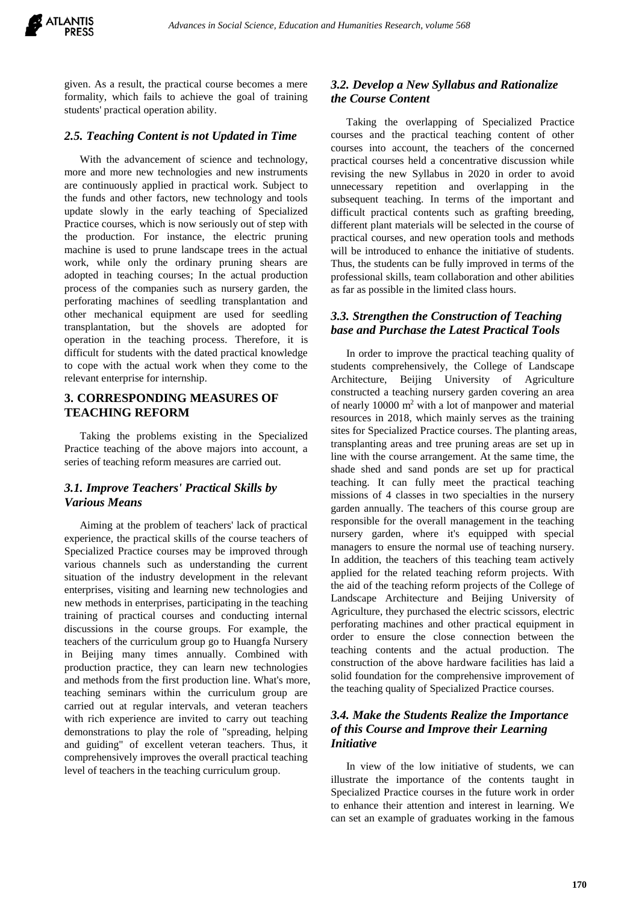given. As a result, the practical course becomes a mere formality, which fails to achieve the goal of training students' practical operation ability.

### *2.5. Teaching Content is not Updated in Time*

With the advancement of science and technology, more and more new technologies and new instruments are continuously applied in practical work. Subject to the funds and other factors, new technology and tools update slowly in the early teaching of Specialized Practice courses, which is now seriously out of step with the production. For instance, the electric pruning machine is used to prune landscape trees in the actual work, while only the ordinary pruning shears are adopted in teaching courses; In the actual production process of the companies such as nursery garden, the perforating machines of seedling transplantation and other mechanical equipment are used for seedling transplantation, but the shovels are adopted for operation in the teaching process. Therefore, it is difficult for students with the dated practical knowledge to cope with the actual work when they come to the relevant enterprise for internship.

## 3. CORRESPONDING MEASURES OF TEACHING REFORM

Taking the problems existing in the Specialized Practice teaching of the above majors into account, a series of teaching reform measures are carried out.

### *3.1. Improve Teachers' Practical Skills by Various Means*

Aiming at the problem of teachers' lack of practical experience, the practical skills of the course teachers of Specialized Practice courses may be improved through various channels such as understanding the current situation of the industry development in the relevant enterprises, visiting and learning new technologies and new methods in enterprises, participating in the teaching training of practical courses and conducting internal discussions in the course groups. For example, the teachers of the curriculum group go to Huangfa Nursery in Beijing many times annually. Combined with production practice, they can learn new technologies and methods from the first production line. What's more, teaching seminars within the curriculum group are carried out at regular intervals, and veteran teachers with rich experience are invited to carry out teaching demonstrations to play the role of "spreading, helping and guiding" of excellent veteran teachers. Thus, it comprehensively improves the overall practical teaching level of teachers in the teaching curriculum group.

### *3.2. Develop a New Syllabus and Rationalize the Course Content*

Taking the overlapping of Specialized Practice courses and the practical teaching content of other courses into account, the teachers of the concerned practical courses held a concentrative discussion while revising the new Syllabus in 2020 in order to avoid unnecessary repetition and overlapping in the subsequent teaching. In terms of the important and difficult practical contents such as grafting breeding, different plant materials will be selected in the course of practical courses, and new operation tools and methods will be introduced to enhance the initiative of students. Thus, the students can be fully improved in terms of the professional skills, team collaboration and other abilities as far as possible in the limited class hours.

### *3.3. Strengthen the Construction of Teaching base and Purchase the Latest Practical Tools*

In order to improve the practical teaching quality of students comprehensively, the College of Landscape Architecture, Beijing University of Agriculture constructed a teaching nursery garden covering an area of nearly 10000 $m^2$ with a lot of manpower and material resources in 2018, which mainly serves as the training sites for Specialized Practice courses. The planting areas, transplanting areas and tree pruning areas are set up in line with the course arrangement. At the same time, the shade shed and sand ponds are set up for practical teaching. It can fully meet the practical teaching missions of 4 classes in two specialties in the nursery garden annually. The teachers of this course group are responsible for the overall management in the teaching nursery garden, where it's equipped with special managers to ensure the normal use of teaching nursery. In addition, the teachers of this teaching team actively applied for the related teaching reform projects. With the aid of the teaching reform projects of the College of Landscape Architecture and Beijing University of Agriculture, they purchased the electric scissors, electric perforating machines and other practical equipment in order to ensure the close connection between the teaching contents and the actual production. The construction of the above hardware facilities has laid a solid foundation for the comprehensive improvement of the teaching quality of Specialized Practice courses.

### *3.4. Make the Students Realize the Importance of this Course and Improve their Learning Initiative*

In view of the low initiative of students, we can illustrate the importance of the contents taught in Specialized Practice courses in the future work in order to enhance their attention and interest in learning. We can set an example of graduates working in the famous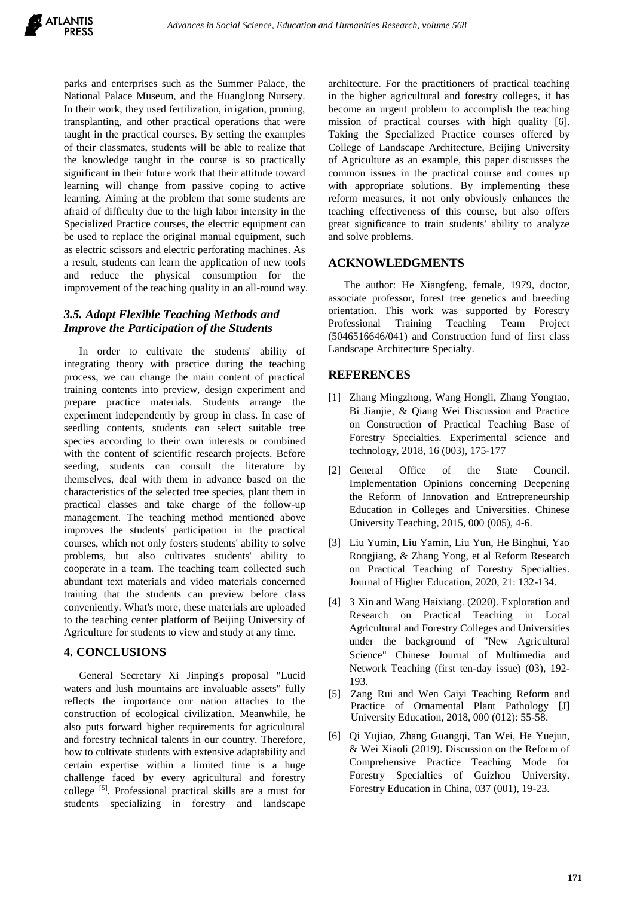parks and enterprises such as the Summer Palace, the National Palace Museum, and the Huanglong Nursery. In their work, they used fertilization, irrigation, pruning, transplanting, and other practical operations that were taught in the practical courses. By setting the examples of their classmates, students will be able to realize that the knowledge taught in the course is so practically significant in their future work that their attitude toward learning will change from passive coping to active learning. Aiming at the problem that some students are afraid of difficulty due to the high labor intensity in the Specialized Practice courses, the electric equipment can be used to replace the original manual equipment, such as electric scissors and electric perforating machines. As a result, students can learn the application of new tools and reduce the physical consumption for the improvement of the teaching quality in an all-round way.

### *3.5. Adopt Flexible Teaching Methods and Improve the Participation of the Students*

In order to cultivate the students' ability of integrating theory with practice during the teaching process, we can change the main content of practical training contents into preview, design experiment and prepare practice materials. Students arrange the experiment independently by group in class. In case of seedling contents, students can select suitable tree species according to their own interests or combined with the content of scientific research projects. Before seeding, students can consult the literature by themselves, deal with them in advance based on the characteristics of the selected tree species, plant them in practical classes and take charge of the follow-up management. The teaching method mentioned above improves the students' participation in the practical courses, which not only fosters students' ability to solve problems, but also cultivates students' ability to cooperate in a team. The teaching team collected such abundant text materials and video materials concerned training that the students can preview before class conveniently. What's more, these materials are uploaded to the teaching center platform of Beijing University of Agriculture for students to view and study at any time.

## 4. CONCLUSIONS

General Secretary Xi Jinping's proposal "Lucid waters and lush mountains are invaluable assets" fully reflects the importance our nation attaches to the construction of ecological civilization. Meanwhile, he also puts forward higher requirements for agricultural and forestry technical talents in our country. Therefore, how to cultivate students with extensive adaptability and certain expertise within a limited time is a huge challenge faced by every agricultural and forestry college [5]. Professional practical skills are a must for students specializing in forestry and landscape architecture. For the practitioners of practical teaching in the higher agricultural and forestry colleges, it has become an urgent problem to accomplish the teaching mission of practical courses with high quality [6]. Taking the Specialized Practice courses offered by College of Landscape Architecture, Beijing University of Agriculture as an example, this paper discusses the common issues in the practical course and comes up with appropriate solutions. By implementing these reform measures, it not only obviously enhances the teaching effectiveness of this course, but also offers great significance to train students' ability to analyze and solve problems.

## ACKNOWLEDGMENTS

The author: He Xiangfeng, female, 1979, doctor, associate professor, forest tree genetics and breeding orientation. This work was supported by Forestry Professional Training Teaching Team Project (5046516646/041) and Construction fund of first class Landscape Architecture Specialty.

## REFERENCES

[1] Zhang Mingzhong, Wang Hongli, Zhang Yongtao, Bi Jianjie, & Qiang Wei Discussion and Practice on Construction of Practical Teaching Base of Forestry Specialties. Experimental science and technology, 2018, 16 (003), 175-177

[2] General Office of the State Council. Implementation Opinions concerning Deepening the Reform of Innovation and Entrepreneurship Education in Colleges and Universities. Chinese University Teaching, 2015, 000 (005), 4-6.

[3] Liu Yumin, Liu Yamin, Liu Yun, He Binghui, Yao Rongjiang, & Zhang Yong, et al Reform Research on Practical Teaching of Forestry Specialties. Journal of Higher Education, 2020, 21: 132-134.

[4] 3 Xin and Wang Haixiang. (2020). Exploration and Research on Practical Teaching in Local Agricultural and Forestry Colleges and Universities under the background of "New Agricultural Science" Chinese Journal of Multimedia and Network Teaching (first ten-day issue) (03), 192-193.

[5] Zang Rui and Wen Caiyi Teaching Reform and Practice of Ornamental Plant Pathology [J] University Education, 2018, 000 (012): 55-58.

[6] Qi Yujiao, Zhang Guangqi, Tan Wei, He Yuejun, & Wei Xiaoli (2019). Discussion on the Reform of Comprehensive Practice Teaching Mode for Forestry Specialties of Guizhou University. Forestry Education in China, 037 (001), 19-23.